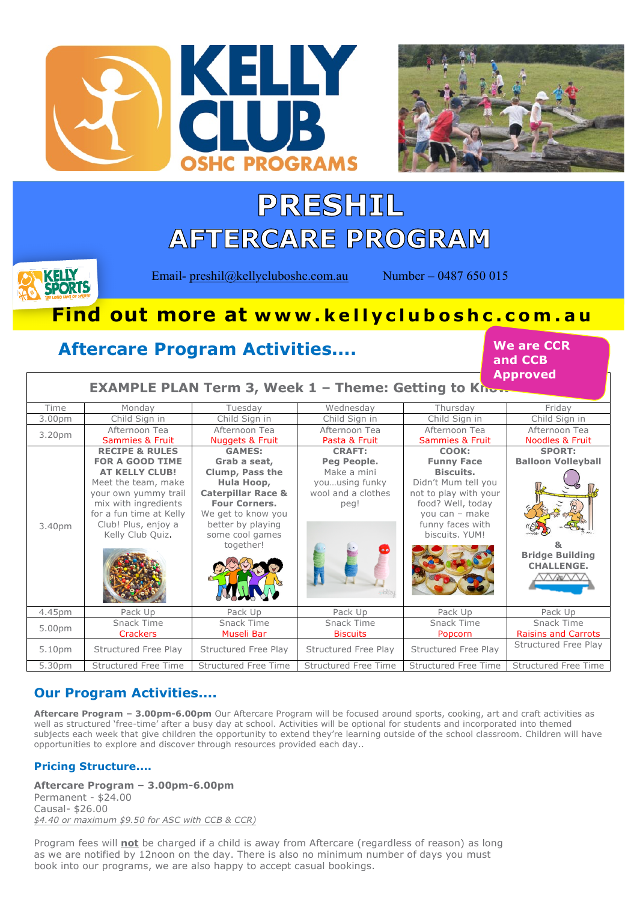# KELLY CLUB

OSHC PROGRAMS

# PRESHIL

## AFTERCARE PROGRAM

Email- preshil@kellycluboshc.com.au    Number – 0487 650 015

**Find out more at www.kellycluboshc.com.au**

## Aftercare Program Activities....

**We are CCR and CCB Approved**

**EXAMPLE PLAN Term 3, Week 1 – Theme: Getting to Know**

| Time | Monday | Tuesday | Wednesday | Thursday | Friday |
|---|---|---|---|---|---|
| 3.00pm | Child Sign in | Child Sign in | Child Sign in | Child Sign in | Child Sign in |
| 3.20pm | Afternoon Tea Sammies & Fruit | Afternoon Tea Nuggets & Fruit | Afternoon Tea Pasta & Fruit | Afternoon Tea Sammies & Fruit | Afternoon Tea Noodles & Fruit |
| 3.40pm | **RECIPE & RULES FOR A GOOD TIME AT KELLY CLUB!** Meet the team, make your own yummy trail mix with ingredients for a fun time at Kelly Club! Plus, enjoy a Kelly Club Quiz. | **GAMES: Grab a seat, Clump, Pass the Hula Hoop, Caterpillar Race & Four Corners.** We get to know you better by playing some cool games together! | **CRAFT: Peg People.** Make a mini you…using funky wool and a clothes peg! | **COOK: Funny Face Biscuits.** Didn't Mum tell you not to play with your food? Well, today you can – make funny faces with biscuits. YUM! | **SPORT: Balloon Volleyball** & **Bridge Building CHALLENGE.** |
| 4.45pm | Pack Up | Pack Up | Pack Up | Pack Up | Pack Up |
| 5.00pm | Snack Time Crackers | Snack Time Museli Bar | Snack Time Biscuits | Snack Time Popcorn | Snack Time Raisins and Carrots |
| 5.10pm | Structured Free Play | Structured Free Play | Structured Free Play | Structured Free Play | Structured Free Play |
| 5.30pm | Structured Free Time | Structured Free Time | Structured Free Time | Structured Free Time | Structured Free Time |

## Our Program Activities....

**Aftercare Program – 3.00pm-6.00pm** Our Aftercare Program will be focused around sports, cooking, art and craft activities as well as structured 'free-time' after a busy day at school. Activities will be optional for students and incorporated into themed subjects each week that give children the opportunity to extend they're learning outside of the school classroom. Children will have opportunities to explore and discover through resources provided each day..

### Pricing Structure....

**Aftercare Program – 3.00pm-6.00pm**
Permanent - $24.00
Causal- $26.00
*$4.40 or maximum $9.50 for ASC with CCB & CCR)*

Program fees will **not** be charged if a child is away from Aftercare (regardless of reason) as long as we are notified by 12noon on the day. There is also no minimum number of days you must book into our programs, we are also happy to accept casual bookings.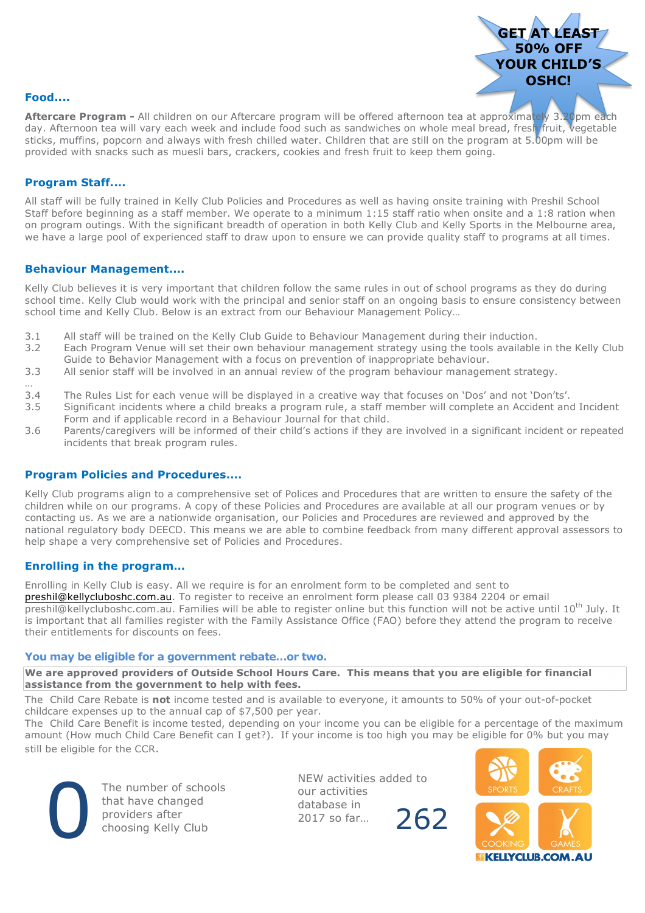**GET AT LEAST 50% OFF YOUR CHILD'S OSHC!**

## Food....

**Aftercare Program -** All children on our Aftercare program will be offered afternoon tea at approximately 3.20pm each day. Afternoon tea will vary each week and include food such as sandwiches on whole meal bread, fresh fruit, vegetable sticks, muffins, popcorn and always with fresh chilled water. Children that are still on the program at 5.00pm will be provided with snacks such as muesli bars, crackers, cookies and fresh fruit to keep them going.

## Program Staff....

All staff will be fully trained in Kelly Club Policies and Procedures as well as having onsite training with Preshil School Staff before beginning as a staff member. We operate to a minimum 1:15 staff ratio when onsite and a 1:8 ration when on program outings. With the significant breadth of operation in both Kelly Club and Kelly Sports in the Melbourne area, we have a large pool of experienced staff to draw upon to ensure we can provide quality staff to programs at all times.

## Behaviour Management....

Kelly Club believes it is very important that children follow the same rules in out of school programs as they do during school time. Kelly Club would work with the principal and senior staff on an ongoing basis to ensure consistency between school time and Kelly Club. Below is an extract from our Behaviour Management Policy…

3.1 All staff will be trained on the Kelly Club Guide to Behaviour Management during their induction.
3.2 Each Program Venue will set their own behaviour management strategy using the tools available in the Kelly Club Guide to Behavior Management with a focus on prevention of inappropriate behaviour.
3.3 All senior staff will be involved in an annual review of the program behaviour management strategy.
…
3.4 The Rules List for each venue will be displayed in a creative way that focuses on 'Dos' and not 'Don'ts'.
3.5 Significant incidents where a child breaks a program rule, a staff member will complete an Accident and Incident Form and if applicable record in a Behaviour Journal for that child.
3.6 Parents/caregivers will be informed of their child's actions if they are involved in a significant incident or repeated incidents that break program rules.

## Program Policies and Procedures....

Kelly Club programs align to a comprehensive set of Polices and Procedures that are written to ensure the safety of the children while on our programs. A copy of these Policies and Procedures are available at all our program venues or by contacting us. As we are a nationwide organisation, our Policies and Procedures are reviewed and approved by the national regulatory body DEECD. This means we are able to combine feedback from many different approval assessors to help shape a very comprehensive set of Policies and Procedures.

## Enrolling in the program...

Enrolling in Kelly Club is easy. All we require is for an enrolment form to be completed and sent to preshil@kellycluboshc.com.au. To register to receive an enrolment form please call 03 9384 2204 or email preshil@kellycluboshc.com.au. Families will be able to register online but this function will not be active until 10th July. It is important that all families register with the Family Assistance Office (FAO) before they attend the program to receive their entitlements for discounts on fees.

## You may be eligible for a government rebate...or two.

**We are approved providers of Outside School Hours Care. This means that you are eligible for financial assistance from the government to help with fees.**

The Child Care Rebate is **not** income tested and is available to everyone, it amounts to 50% of your out-of-pocket childcare expenses up to the annual cap of $7,500 per year.
The Child Care Benefit is income tested, depending on your income you can be eligible for a percentage of the maximum amount (How much Child Care Benefit can I get?). If your income is too high you may be eligible for 0% but you may still be eligible for the CCR.

**0** The number of schools that have changed providers after choosing Kelly Club

NEW activities added to our activities database in 2017 so far… **262**

SPORTS
CRAFTS
COOKING
GAMES
KELLYCLUB.COM.AU